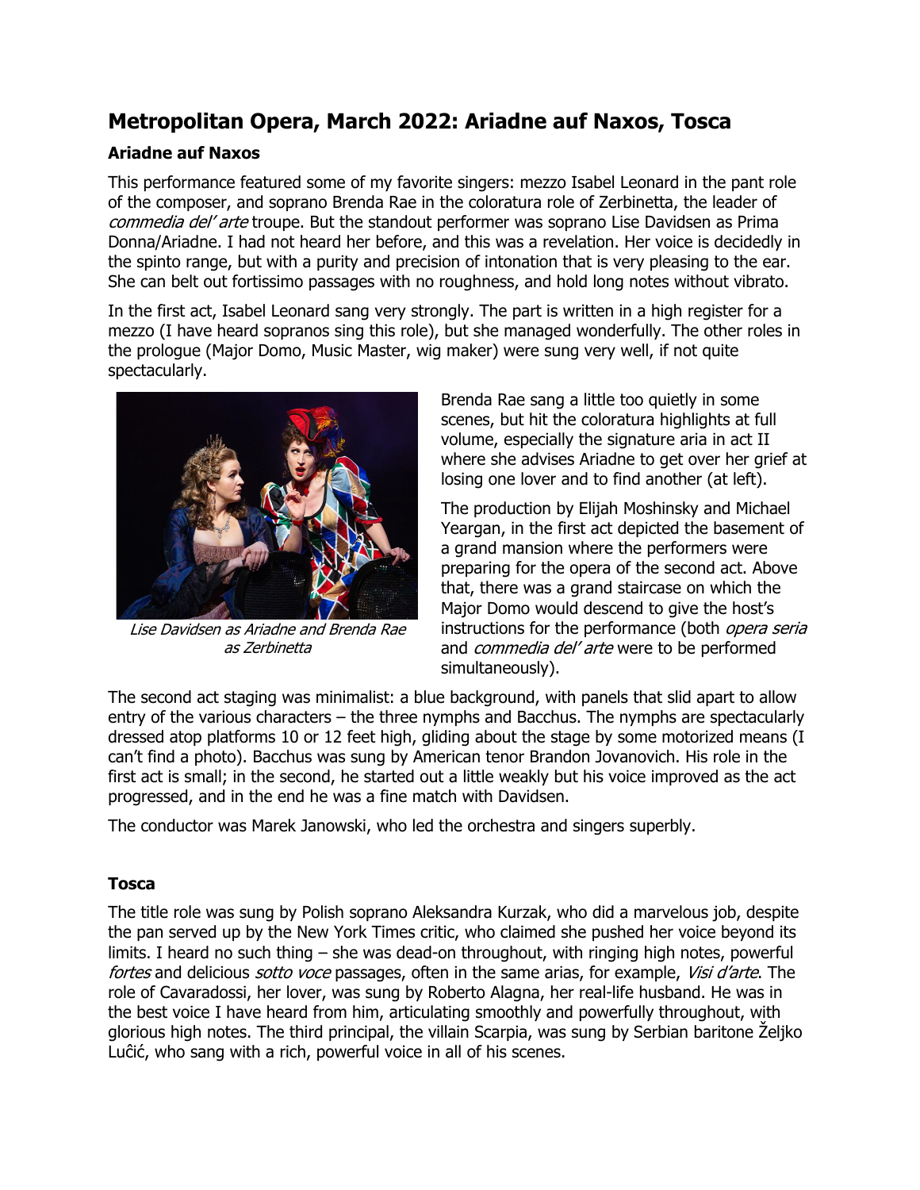# Metropolitan Opera, March 2022: Ariadne auf Naxos, Tosca

## Ariadne auf Naxos

This performance featured some of my favorite singers: mezzo Isabel Leonard in the pant role of the composer, and soprano Brenda Rae in the coloratura role of Zerbinetta, the leader of *commedia del' arte* troupe. But the standout performer was soprano Lise Davidsen as Prima Donna/Ariadne. I had not heard her before, and this was a revelation. Her voice is decidedly in the spinto range, but with a purity and precision of intonation that is very pleasing to the ear. She can belt out fortissimo passages with no roughness, and hold long notes without vibrato.

In the first act, Isabel Leonard sang very strongly. The part is written in a high register for a mezzo (I have heard sopranos sing this role), but she managed wonderfully. The other roles in the prologue (Major Domo, Music Master, wig maker) were sung very well, if not quite spectacularly.

*Lise Davidsen as Ariadne and Brenda Rae as Zerbinetta*

Brenda Rae sang a little too quietly in some scenes, but hit the coloratura highlights at full volume, especially the signature aria in act II where she advises Ariadne to get over her grief at losing one lover and to find another (at left).

The production by Elijah Moshinsky and Michael Yeargan, in the first act depicted the basement of a grand mansion where the performers were preparing for the opera of the second act. Above that, there was a grand staircase on which the Major Domo would descend to give the host's instructions for the performance (both *opera seria* and *commedia del' arte* were to be performed simultaneously).

The second act staging was minimalist: a blue background, with panels that slid apart to allow entry of the various characters – the three nymphs and Bacchus. The nymphs are spectacularly dressed atop platforms 10 or 12 feet high, gliding about the stage by some motorized means (I can't find a photo). Bacchus was sung by American tenor Brandon Jovanovich. His role in the first act is small; in the second, he started out a little weakly but his voice improved as the act progressed, and in the end he was a fine match with Davidsen.

The conductor was Marek Janowski, who led the orchestra and singers superbly.

## Tosca

The title role was sung by Polish soprano Aleksandra Kurzak, who did a marvelous job, despite the pan served up by the New York Times critic, who claimed she pushed her voice beyond its limits. I heard no such thing – she was dead-on throughout, with ringing high notes, powerful *fortes* and delicious *sotto voce* passages, often in the same arias, for example, *Visi d'arte*. The role of Cavaradossi, her lover, was sung by Roberto Alagna, her real-life husband. He was in the best voice I have heard from him, articulating smoothly and powerfully throughout, with glorious high notes. The third principal, the villain Scarpia, was sung by Serbian baritone Željko Luĉić, who sang with a rich, powerful voice in all of his scenes.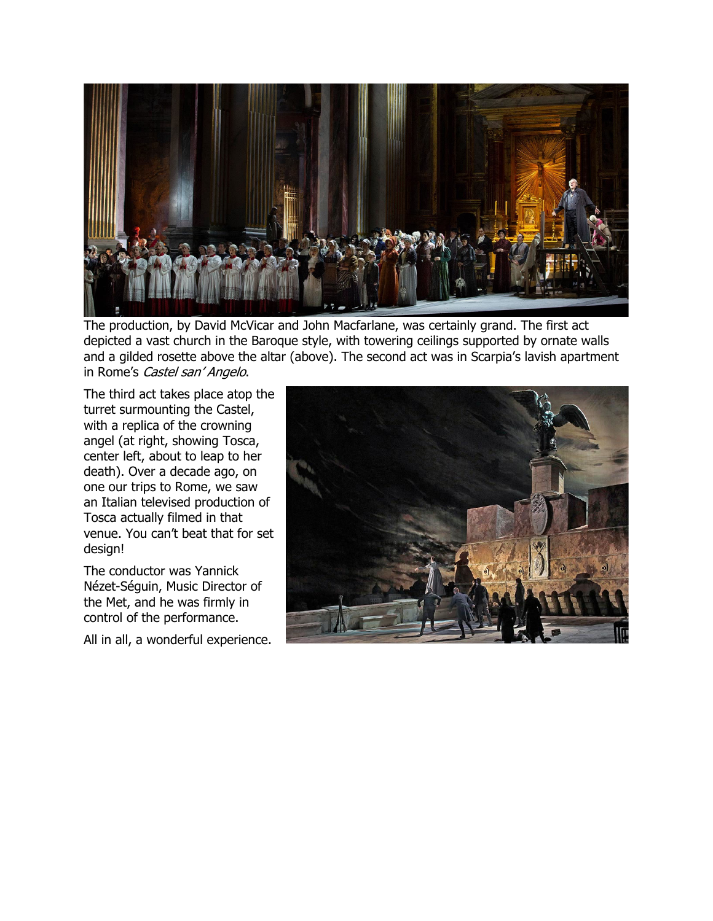The production, by David McVicar and John Macfarlane, was certainly grand. The first act depicted a vast church in the Baroque style, with towering ceilings supported by ornate walls and a gilded rosette above the altar (above). The second act was in Scarpia's lavish apartment in Rome's *Castel san' Angelo*.

The third act takes place atop the turret surmounting the Castel, with a replica of the crowning angel (at right, showing Tosca, center left, about to leap to her death). Over a decade ago, on one our trips to Rome, we saw an Italian televised production of Tosca actually filmed in that venue. You can't beat that for set design!

The conductor was Yannick Nézet-Séguin, Music Director of the Met, and he was firmly in control of the performance.

All in all, a wonderful experience.